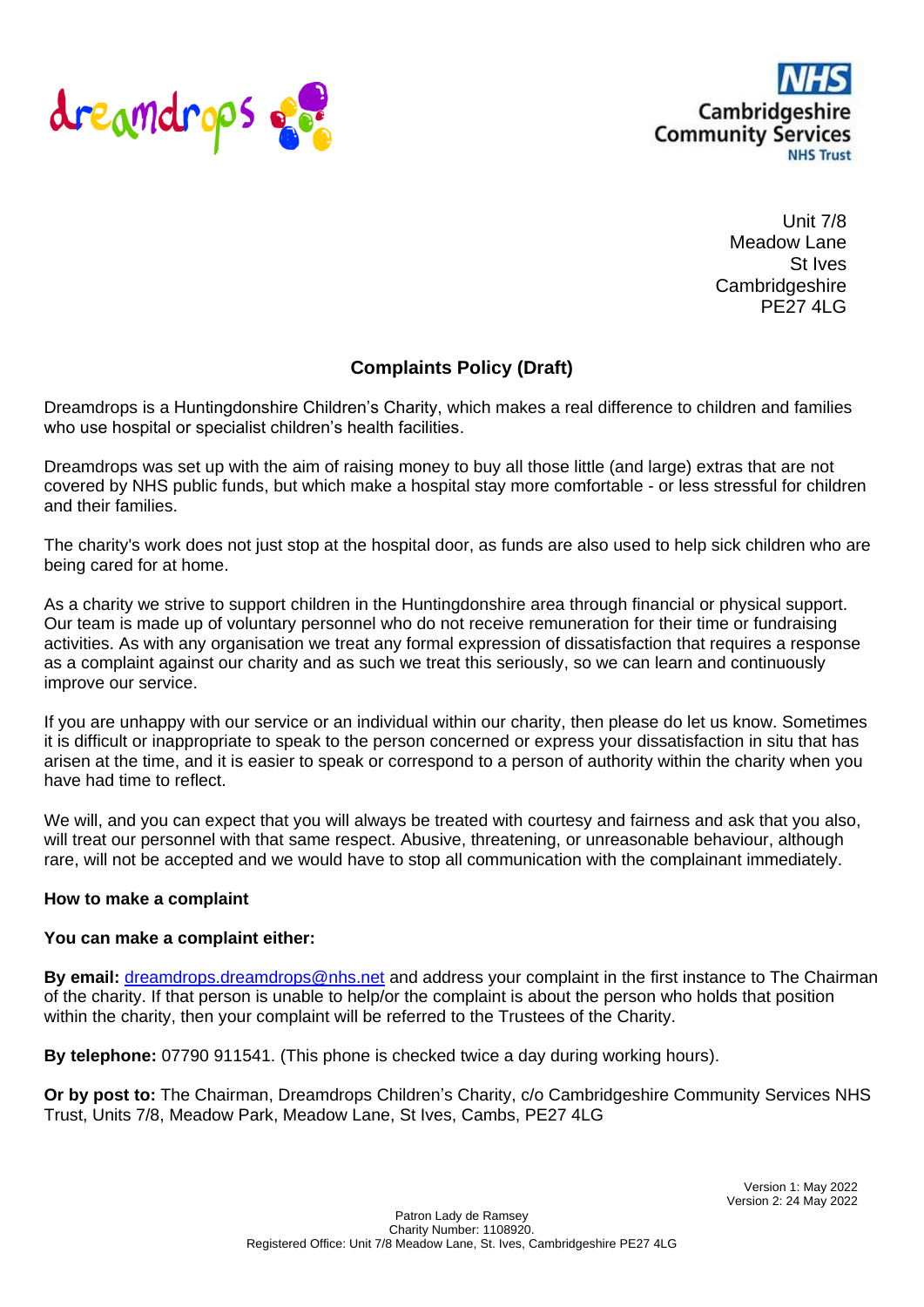Unit 7/8
Meadow Lane
St Ives
Cambridgeshire
PE27 4LG

# Complaints Policy (Draft)

Dreamdrops is a Huntingdonshire Children's Charity, which makes a real difference to children and families who use hospital or specialist children's health facilities.

Dreamdrops was set up with the aim of raising money to buy all those little (and large) extras that are not covered by NHS public funds, but which make a hospital stay more comfortable - or less stressful for children and their families.

The charity's work does not just stop at the hospital door, as funds are also used to help sick children who are being cared for at home.

As a charity we strive to support children in the Huntingdonshire area through financial or physical support. Our team is made up of voluntary personnel who do not receive remuneration for their time or fundraising activities. As with any organisation we treat any formal expression of dissatisfaction that requires a response as a complaint against our charity and as such we treat this seriously, so we can learn and continuously improve our service.

If you are unhappy with our service or an individual within our charity, then please do let us know. Sometimes it is difficult or inappropriate to speak to the person concerned or express your dissatisfaction in situ that has arisen at the time, and it is easier to speak or correspond to a person of authority within the charity when you have had time to reflect.

We will, and you can expect that you will always be treated with courtesy and fairness and ask that you also, will treat our personnel with that same respect. Abusive, threatening, or unreasonable behaviour, although rare, will not be accepted and we would have to stop all communication with the complainant immediately.

**How to make a complaint**

**You can make a complaint either:**

**By email:** dreamdrops.dreamdrops@nhs.net and address your complaint in the first instance to The Chairman of the charity. If that person is unable to help/or the complaint is about the person who holds that position within the charity, then your complaint will be referred to the Trustees of the Charity.

**By telephone:** 07790 911541. (This phone is checked twice a day during working hours).

**Or by post to:** The Chairman, Dreamdrops Children's Charity, c/o Cambridgeshire Community Services NHS Trust, Units 7/8, Meadow Park, Meadow Lane, St Ives, Cambs, PE27 4LG

Version 1: May 2022
Version 2: 24 May 2022

Patron Lady de Ramsey
Charity Number: 1108920.
Registered Office: Unit 7/8 Meadow Lane, St. Ives, Cambridgeshire PE27 4LG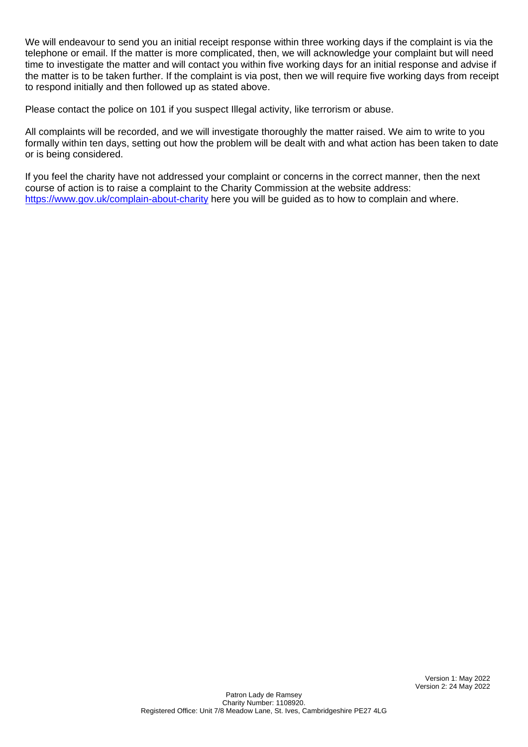We will endeavour to send you an initial receipt response within three working days if the complaint is via the telephone or email. If the matter is more complicated, then, we will acknowledge your complaint but will need time to investigate the matter and will contact you within five working days for an initial response and advise if the matter is to be taken further. If the complaint is via post, then we will require five working days from receipt to respond initially and then followed up as stated above.

Please contact the police on 101 if you suspect Illegal activity, like terrorism or abuse.

All complaints will be recorded, and we will investigate thoroughly the matter raised. We aim to write to you formally within ten days, setting out how the problem will be dealt with and what action has been taken to date or is being considered.

If you feel the charity have not addressed your complaint or concerns in the correct manner, then the next course of action is to raise a complaint to the Charity Commission at the website address: [https://www.gov.uk/complain-about-charity](https://www.gov.uk/complain-about-charity) here you will be guided as to how to complain and where.

Version 1: May 2022
Version 2: 24 May 2022

Patron Lady de Ramsey
Charity Number: 1108920.
Registered Office: Unit 7/8 Meadow Lane, St. Ives, Cambridgeshire PE27 4LG